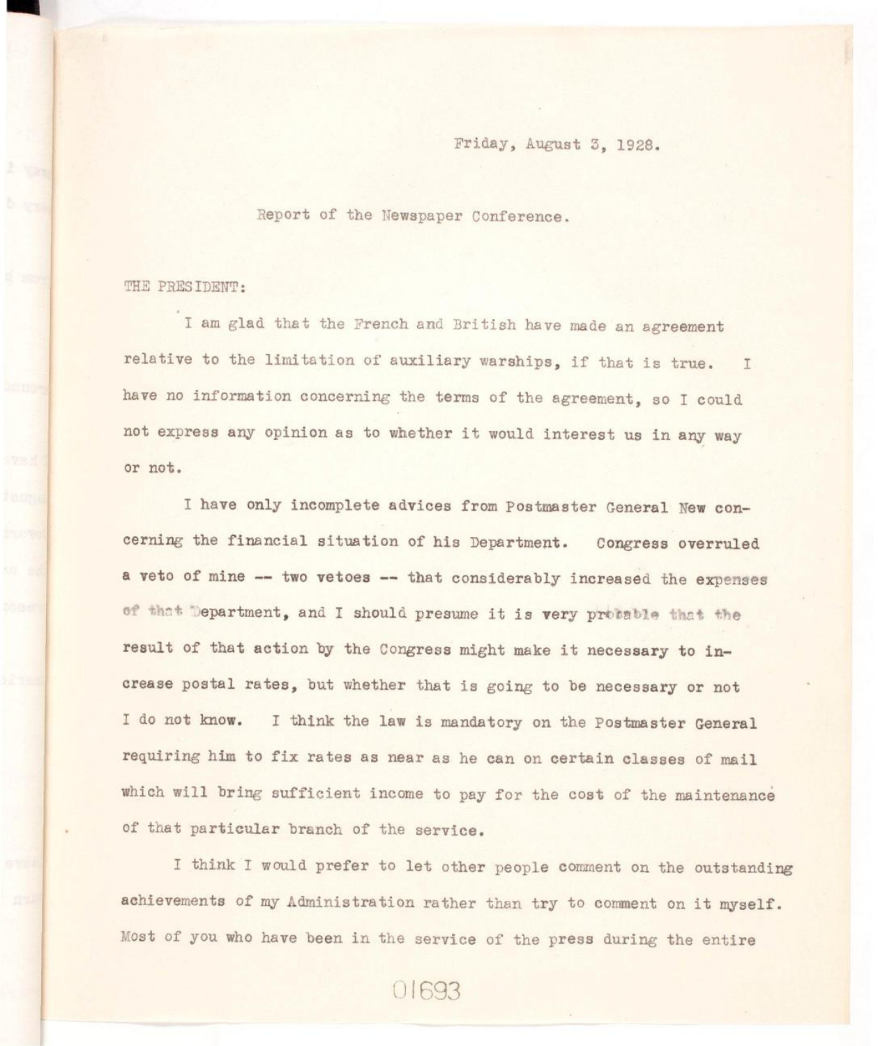Friday, August 3, 1928.

Report of the Newspaper Conference.

THE PRESIDENT:

I am glad that the French and British have made an agreement relative to the limitation of auxiliary warships, if that is true. I have no information concerning the terms of the agreement, so I could not express any opinion as to whether it would interest us in any way or not.

I have only incomplete advices from Postmaster General New concerning the financial situation of his Department. Congress overruled a veto of mine -- two vetoes -- that considerably increased the expenses of that Department, and I should presume it is very probable that the result of that action by the Congress might make it necessary to increase postal rates, but whether that is going to be necessary or not I do not know. I think the law is mandatory on the Postmaster General requiring him to fix rates as near as he can on certain classes of mail which will bring sufficient income to pay for the cost of the maintenance of that particular branch of the service.

I think I would prefer to let other people comment on the outstanding achievements of my Administration rather than try to comment on it myself. Most of you who have been in the service of the press during the entire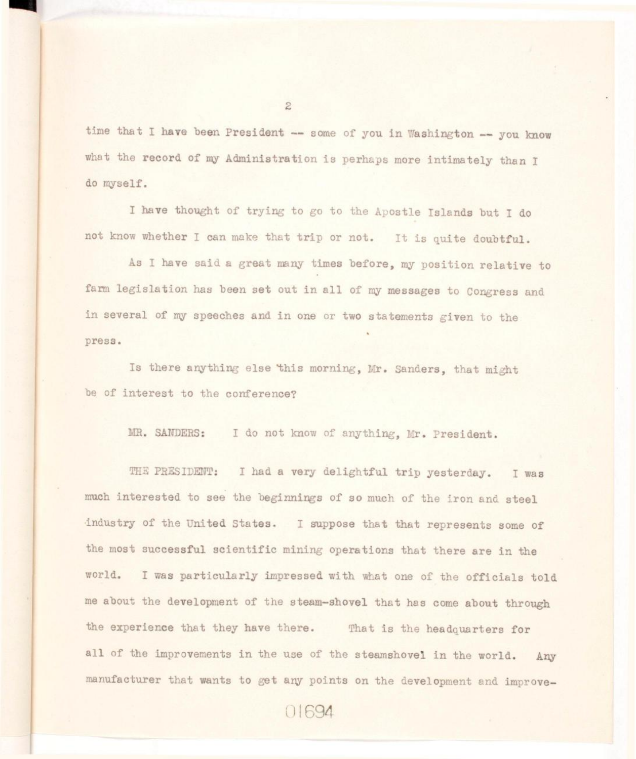time that I have been President -- some of you in Washington -- you know what the record of my Administration is perhaps more intimately than I do myself.

I have thought of trying to go to the Apostle Islands but I do not know whether I can make that trip or not. It is quite doubtful.

As I have said a great many times before, my position relative to farm legislation has been set out in all of my messages to Congress and in several of my speeches and in one or two statements given to the press.

Is there anything else this morning, Mr. Sanders, that might be of interest to the conference?

MR. SANDERS: I do not know of anything, Mr. President.

THE PRESIDENT: I had a very delightful trip yesterday. I was much interested to see the beginnings of so much of the iron and steel industry of the United States. I suppose that that represents some of the most successful scientific mining operations that there are in the world. I was particularly impressed with what one of the officials told me about the development of the steam-shovel that has come about through the experience that they have there. That is the headquarters for all of the improvements in the use of the steamshovel in the world. Any manufacturer that wants to get any points on the development and improve-

01694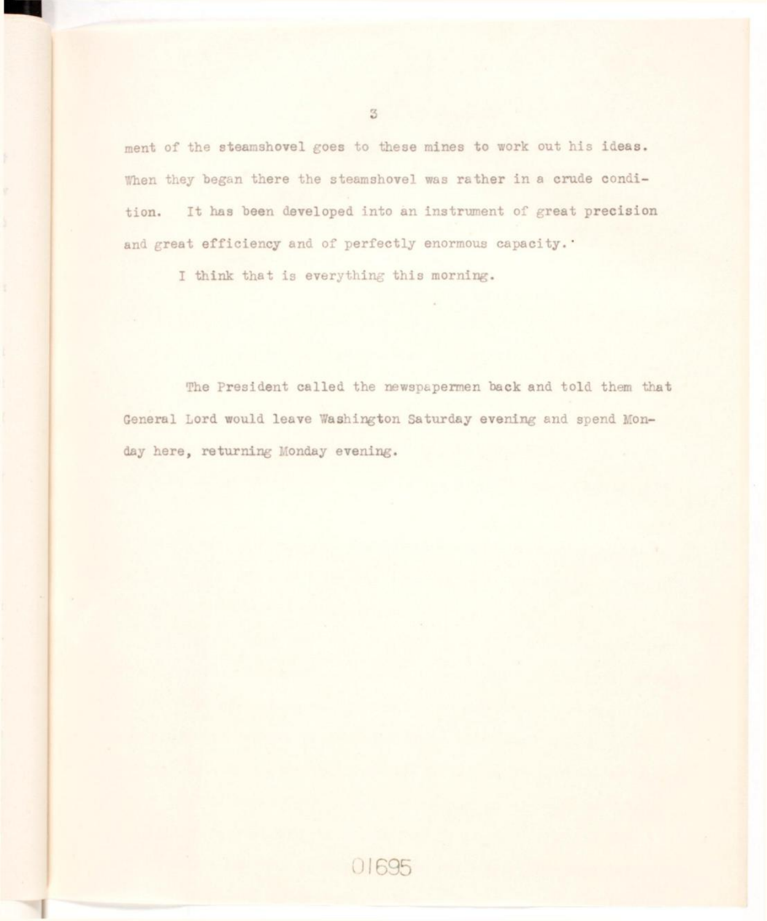ment of the steamshovel goes to these mines to work out his ideas. When they began there the steamshovel was rather in a crude condition. It has been developed into an instrument of great precision and great efficiency and of perfectly enormous capacity.

I think that is everything this morning.

The President called the newspapermen back and told them that General Lord would leave Washington Saturday evening and spend Monday here, returning Monday evening.